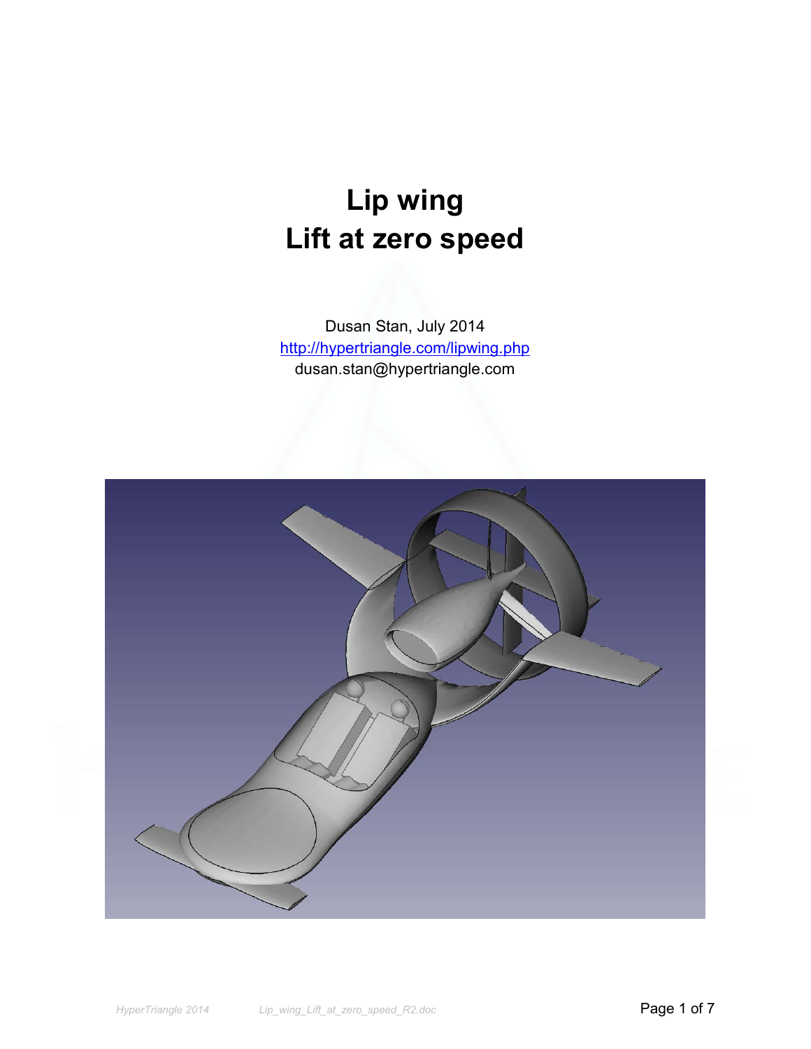# Lip wing
# Lift at zero speed

Dusan Stan, July 2014
[http://hypertriangle.com/lipwing.php](http://hypertriangle.com/lipwing.php)
dusan.stan@hypertriangle.com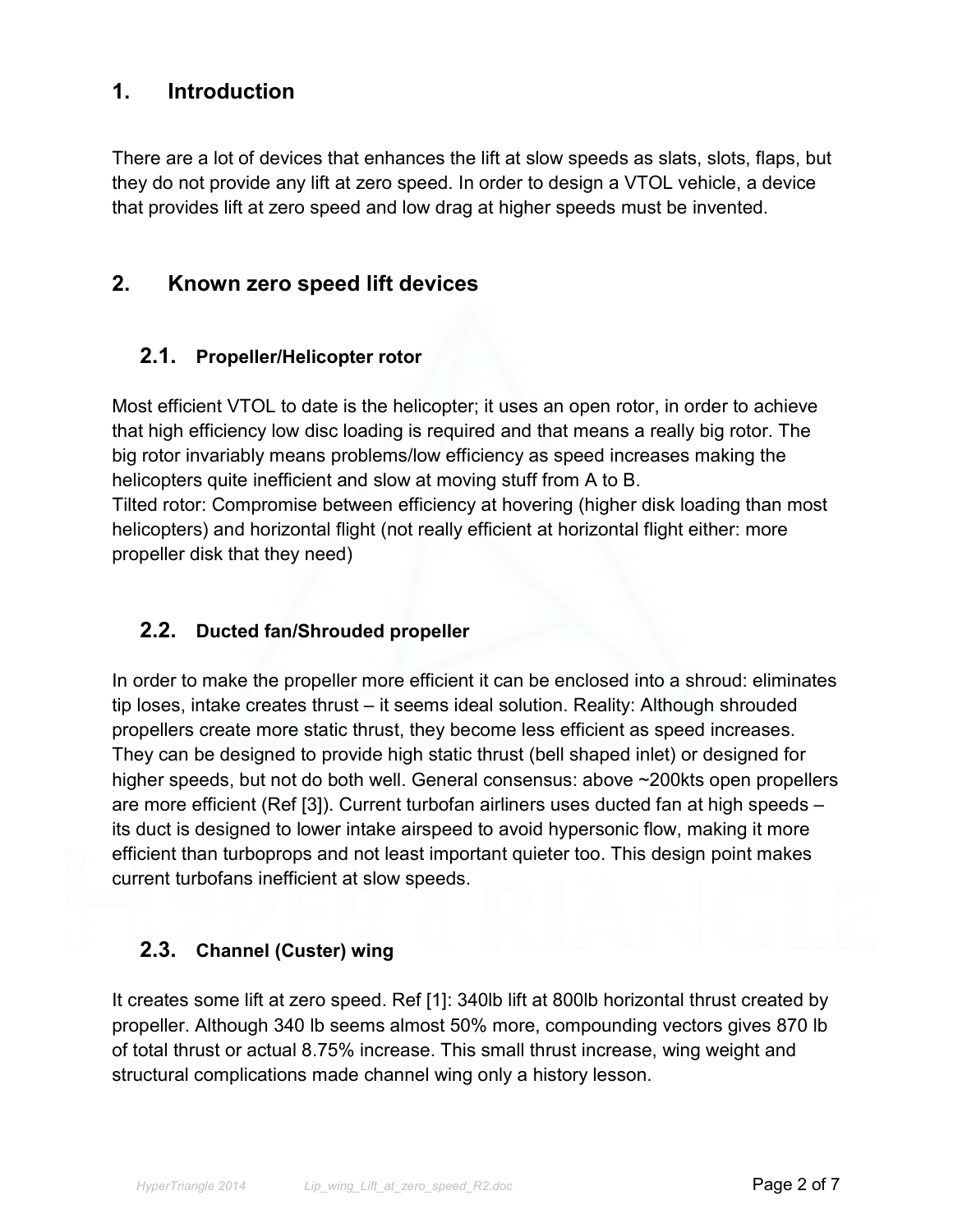## 1. Introduction

There are a lot of devices that enhances the lift at slow speeds as slats, slots, flaps, but they do not provide any lift at zero speed. In order to design a VTOL vehicle, a device that provides lift at zero speed and low drag at higher speeds must be invented.

## 2. Known zero speed lift devices

### 2.1. Propeller/Helicopter rotor

Most efficient VTOL to date is the helicopter; it uses an open rotor, in order to achieve that high efficiency low disc loading is required and that means a really big rotor. The big rotor invariably means problems/low efficiency as speed increases making the helicopters quite inefficient and slow at moving stuff from A to B.
Tilted rotor: Compromise between efficiency at hovering (higher disk loading than most helicopters) and horizontal flight (not really efficient at horizontal flight either: more propeller disk that they need)

### 2.2. Ducted fan/Shrouded propeller

In order to make the propeller more efficient it can be enclosed into a shroud: eliminates tip loses, intake creates thrust – it seems ideal solution. Reality: Although shrouded propellers create more static thrust, they become less efficient as speed increases. They can be designed to provide high static thrust (bell shaped inlet) or designed for higher speeds, but not do both well. General consensus: above ~200kts open propellers are more efficient (Ref [3]). Current turbofan airliners uses ducted fan at high speeds – its duct is designed to lower intake airspeed to avoid hypersonic flow, making it more efficient than turboprops and not least important quieter too. This design point makes current turbofans inefficient at slow speeds.

### 2.3. Channel (Custer) wing

It creates some lift at zero speed. Ref [1]: 340lb lift at 800lb horizontal thrust created by propeller. Although 340 lb seems almost 50% more, compounding vectors gives 870 lb of total thrust or actual 8.75% increase. This small thrust increase, wing weight and structural complications made channel wing only a history lesson.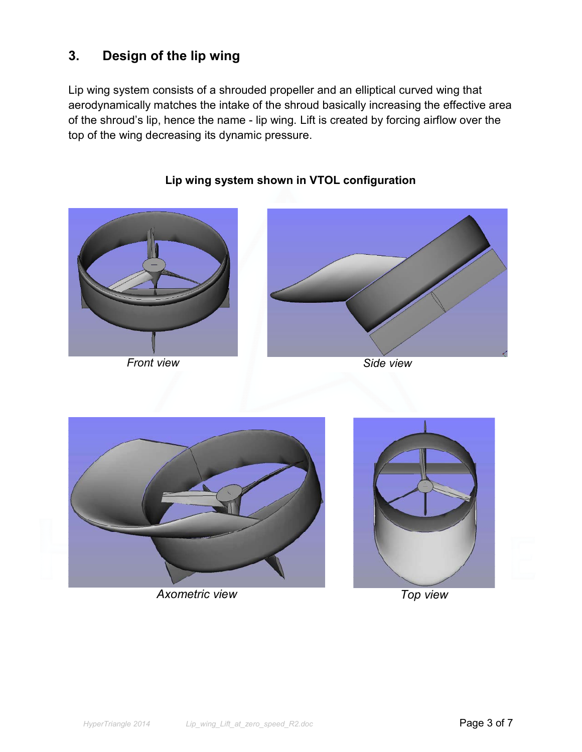## 3. Design of the lip wing

Lip wing system consists of a shrouded propeller and an elliptical curved wing that aerodynamically matches the intake of the shroud basically increasing the effective area of the shroud's lip, hence the name - lip wing. Lift is created by forcing airflow over the top of the wing decreasing its dynamic pressure.

**Lip wing system shown in VTOL configuration**

*Front view*

*Side view*

*Axometric view*

*Top view*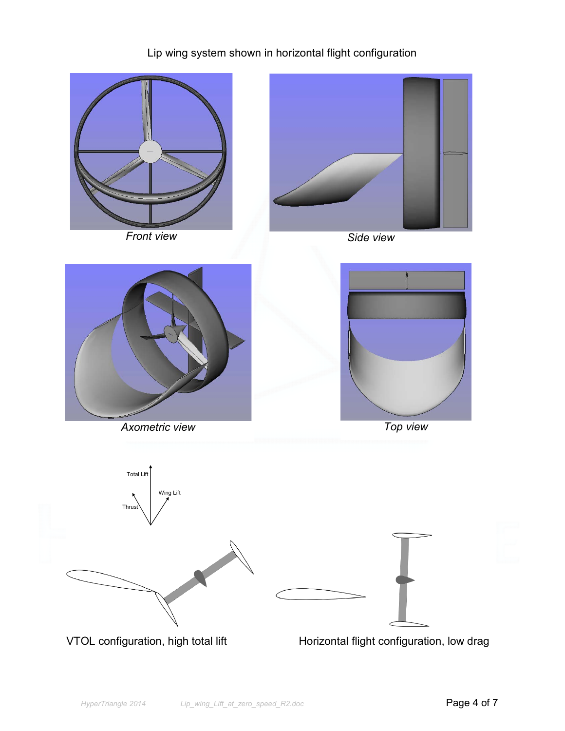Lip wing system shown in horizontal flight configuration

*Front view*

*Side view*

*Axometric view*

*Top view*

Total Lift

Wing Lift

Thrust

VTOL configuration, high total lift

Horizontal flight configuration, low drag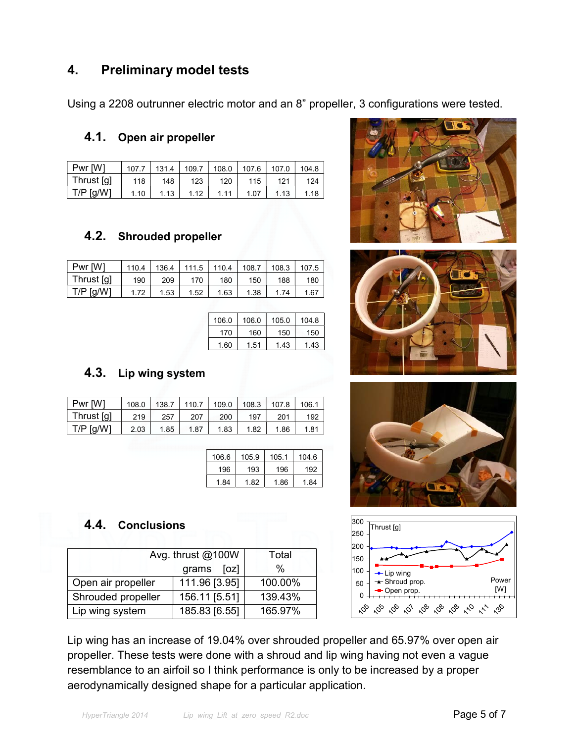## 4. Preliminary model tests

Using a 2208 outrunner electric motor and an 8" propeller, 3 configurations were tested.

### 4.1. Open air propeller

| Pwr [W] | 107.7 | 131.4 | 109.7 | 108.0 | 107.6 | 107.0 | 104.8 |
|---|---|---|---|---|---|---|---|
| Thrust [g] | 118 | 148 | 123 | 120 | 115 | 121 | 124 |
| T/P [g/W] | 1.10 | 1.13 | 1.12 | 1.11 | 1.07 | 1.13 | 1.18 |

### 4.2. Shrouded propeller

| Pwr [W] | 110.4 | 136.4 | 111.5 | 110.4 | 108.7 | 108.3 | 107.5 |
|---|---|---|---|---|---|---|---|
| Thrust [g] | 190 | 209 | 170 | 180 | 150 | 188 | 180 |
| T/P [g/W] | 1.72 | 1.53 | 1.52 | 1.63 | 1.38 | 1.74 | 1.67 |

| 106.0 | 106.0 | 105.0 | 104.8 |
|---|---|---|---|
| 170 | 160 | 150 | 150 |
| 1.60 | 1.51 | 1.43 | 1.43 |

### 4.3. Lip wing system

| Pwr [W] | 108.0 | 138.7 | 110.7 | 109.0 | 108.3 | 107.8 | 106.1 |
|---|---|---|---|---|---|---|---|
| Thrust [g] | 219 | 257 | 207 | 200 | 197 | 201 | 192 |
| T/P [g/W] | 2.03 | 1.85 | 1.87 | 1.83 | 1.82 | 1.86 | 1.81 |

| 106.6 | 105.9 | 105.1 | 104.6 |
|---|---|---|---|
| 196 | 193 | 196 | 192 |
| 1.84 | 1.82 | 1.86 | 1.84 |

### 4.4. Conclusions

| | Avg. thrust @100W grams [oz] | Total % |
|---|---|---|
| Open air propeller | 111.96 [3.95] | 100.00% |
| Shrouded propeller | 156.11 [5.51] | 139.43% |
| Lip wing system | 185.83 [6.55] | 165.97% |

Lip wing has an increase of 19.04% over shrouded propeller and 65.97% over open air propeller. These tests were done with a shroud and lip wing having not even a vague resemblance to an airfoil so I think performance is only to be increased by a proper aerodynamically designed shape for a particular application.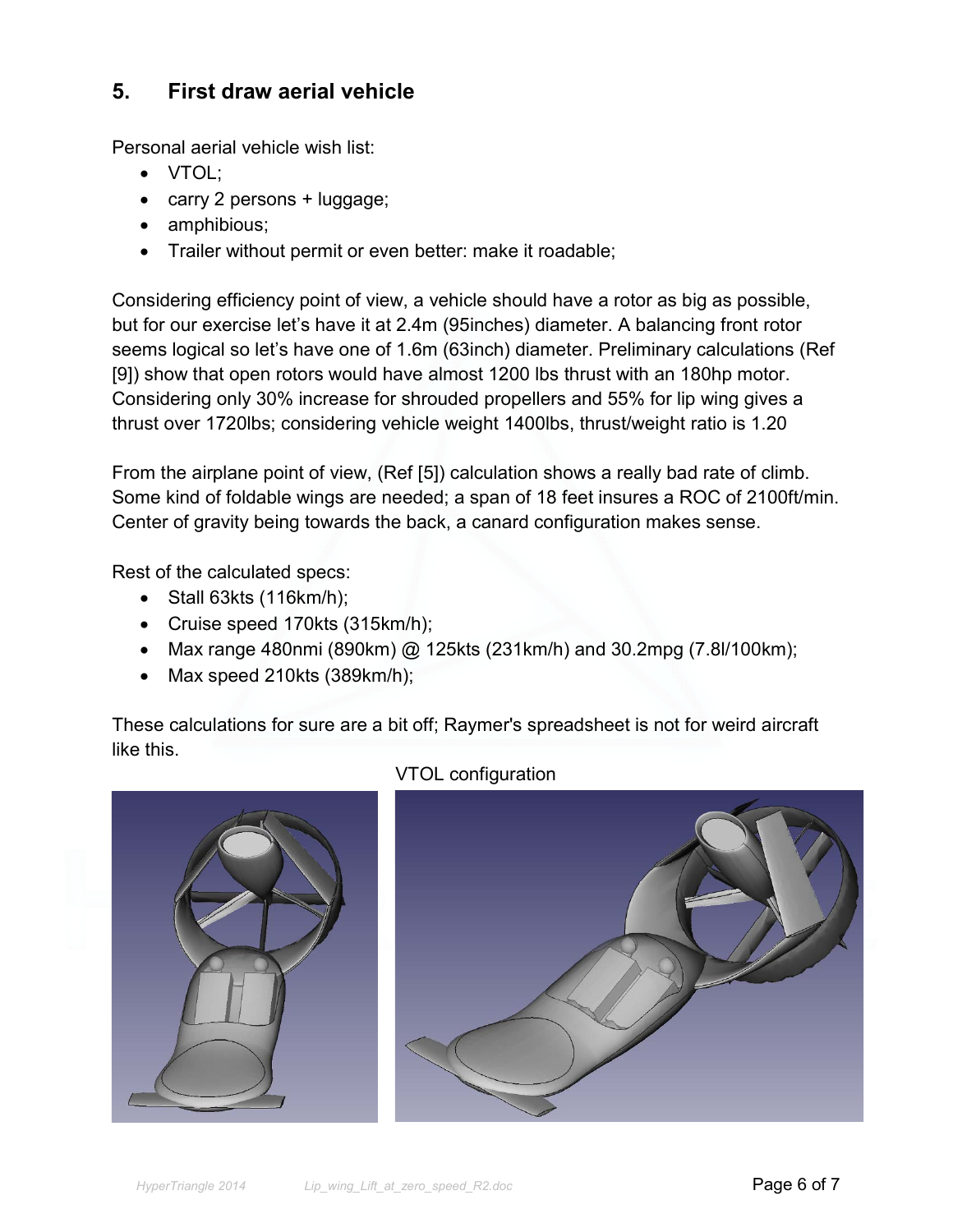## 5. First draw aerial vehicle

Personal aerial vehicle wish list:

- VTOL;
- carry 2 persons + luggage;
- amphibious;
- Trailer without permit or even better: make it roadable;

Considering efficiency point of view, a vehicle should have a rotor as big as possible, but for our exercise let's have it at 2.4m (95inches) diameter. A balancing front rotor seems logical so let's have one of 1.6m (63inch) diameter. Preliminary calculations (Ref [9]) show that open rotors would have almost 1200 lbs thrust with an 180hp motor. Considering only 30% increase for shrouded propellers and 55% for lip wing gives a thrust over 1720lbs; considering vehicle weight 1400lbs, thrust/weight ratio is 1.20

From the airplane point of view, (Ref [5]) calculation shows a really bad rate of climb. Some kind of foldable wings are needed; a span of 18 feet insures a ROC of 2100ft/min. Center of gravity being towards the back, a canard configuration makes sense.

Rest of the calculated specs:

- Stall 63kts (116km/h);
- Cruise speed 170kts (315km/h);
- Max range 480nmi (890km) @ 125kts (231km/h) and 30.2mpg (7.8l/100km);
- Max speed 210kts (389km/h);

These calculations for sure are a bit off; Raymer's spreadsheet is not for weird aircraft like this.

VTOL configuration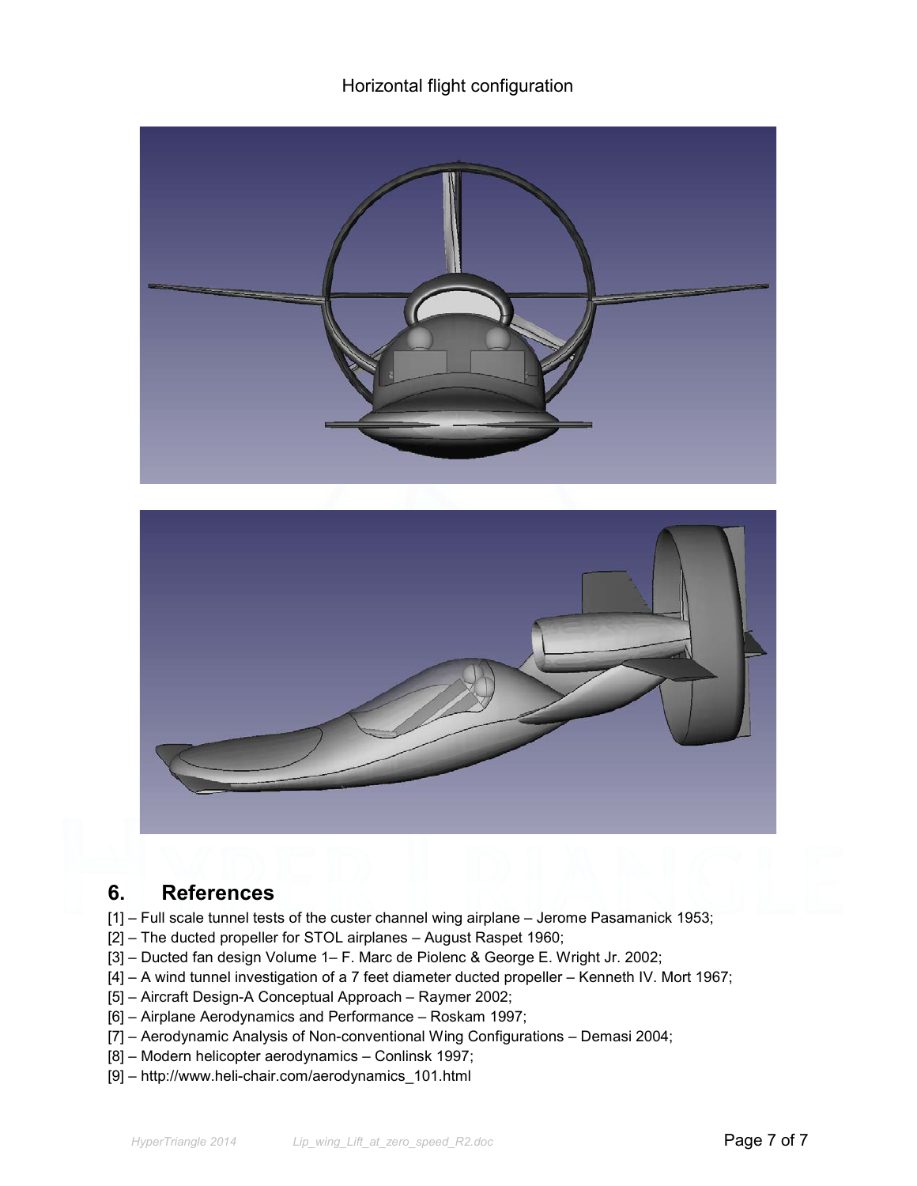Horizontal flight configuration

## 6. References

[1] – Full scale tunnel tests of the custer channel wing airplane – Jerome Pasamanick 1953;
[2] – The ducted propeller for STOL airplanes – August Raspet 1960;
[3] – Ducted fan design Volume 1– F. Marc de Piolenc & George E. Wright Jr. 2002;
[4] – A wind tunnel investigation of a 7 feet diameter ducted propeller – Kenneth IV. Mort 1967;
[5] – Aircraft Design-A Conceptual Approach – Raymer 2002;
[6] – Airplane Aerodynamics and Performance – Roskam 1997;
[7] – Aerodynamic Analysis of Non-conventional Wing Configurations – Demasi 2004;
[8] – Modern helicopter aerodynamics – Conlinsk 1997;
[9] – http://www.heli-chair.com/aerodynamics_101.html